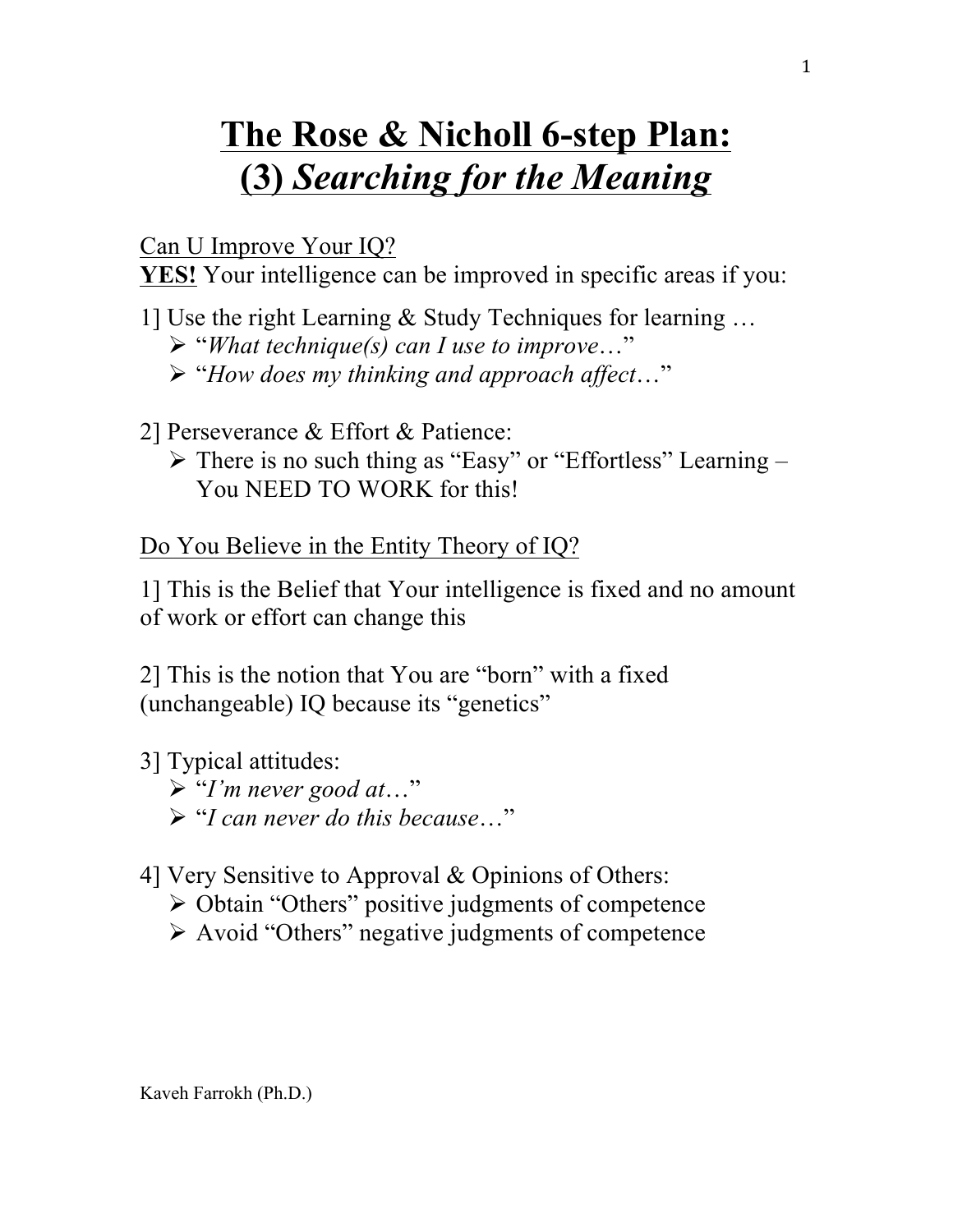# The Rose & Nicholl 6-step Plan: (3) *Searching for the Meaning*

Can U Improve Your IQ?

**YES!** Your intelligence can be improved in specific areas if you:

1] Use the right Learning & Study Techniques for learning …

- "*What technique(s) can I use to improve…*"
- "*How does my thinking and approach affect…*"

2] Perseverance & Effort & Patience:

- There is no such thing as "Easy" or "Effortless" Learning – You NEED TO WORK for this!

Do You Believe in the Entity Theory of IQ?

1] This is the Belief that Your intelligence is fixed and no amount of work or effort can change this

2] This is the notion that You are "born" with a fixed (unchangeable) IQ because its "genetics"

3] Typical attitudes:

- "*I'm never good at…*"
- "*I can never do this because…*"

4] Very Sensitive to Approval & Opinions of Others:

- Obtain "Others" positive judgments of competence
- Avoid "Others" negative judgments of competence

Kaveh Farrokh (Ph.D.)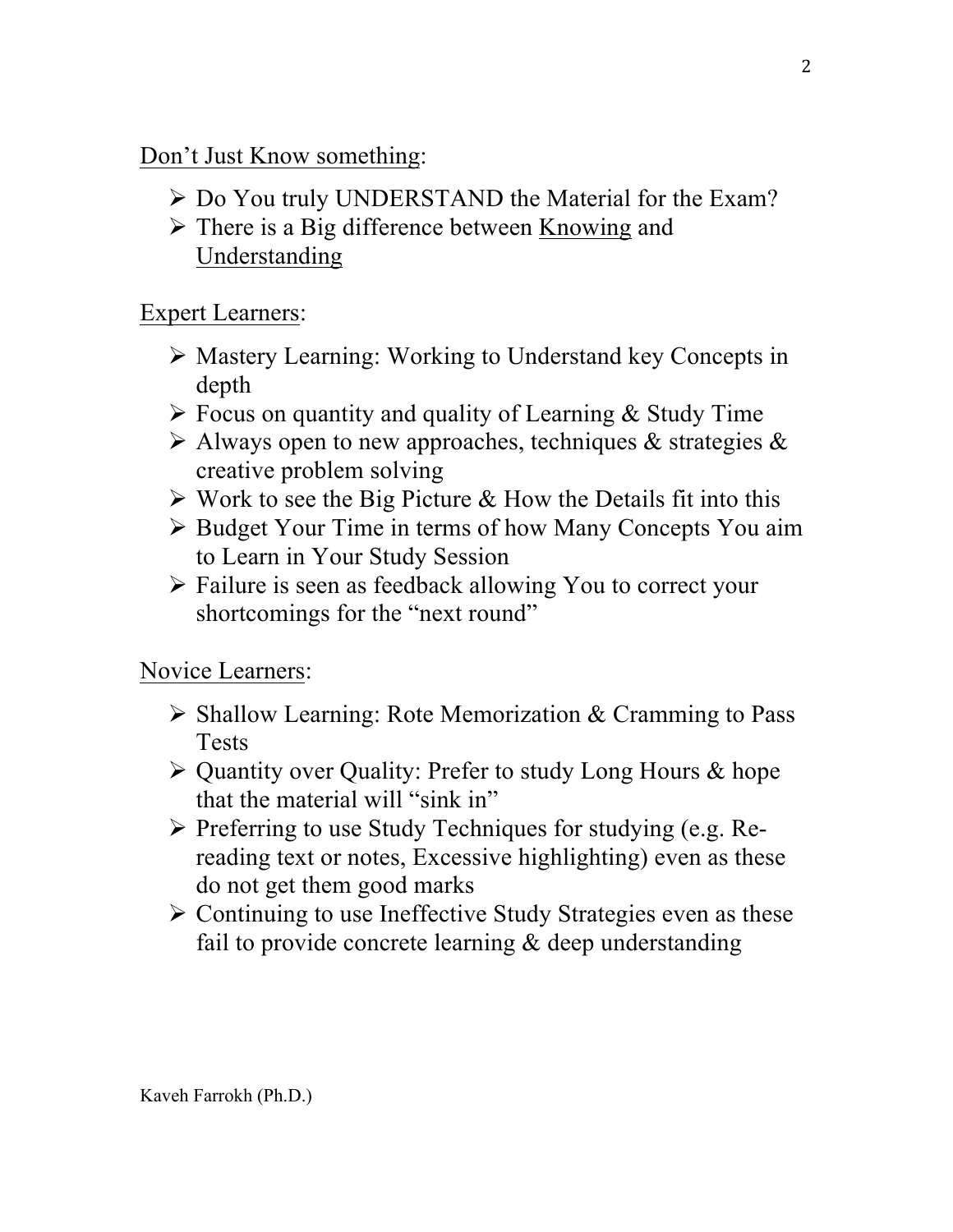<u>Don't Just Know something</u>:

- Do You truly UNDERSTAND the Material for the Exam?
- There is a Big difference between <u>Knowing</u> and <u>Understanding</u>

<u>Expert Learners</u>:

- Mastery Learning: Working to Understand key Concepts in depth
- Focus on quantity and quality of Learning & Study Time
- Always open to new approaches, techniques & strategies & creative problem solving
- Work to see the Big Picture & How the Details fit into this
- Budget Your Time in terms of how Many Concepts You aim to Learn in Your Study Session
- Failure is seen as feedback allowing You to correct your shortcomings for the "next round"

<u>Novice Learners</u>:

- Shallow Learning: Rote Memorization & Cramming to Pass Tests
- Quantity over Quality: Prefer to study Long Hours & hope that the material will "sink in"
- Preferring to use Study Techniques for studying (e.g. Re-reading text or notes, Excessive highlighting) even as these do not get them good marks
- Continuing to use Ineffective Study Strategies even as these fail to provide concrete learning & deep understanding

Kaveh Farrokh (Ph.D.)